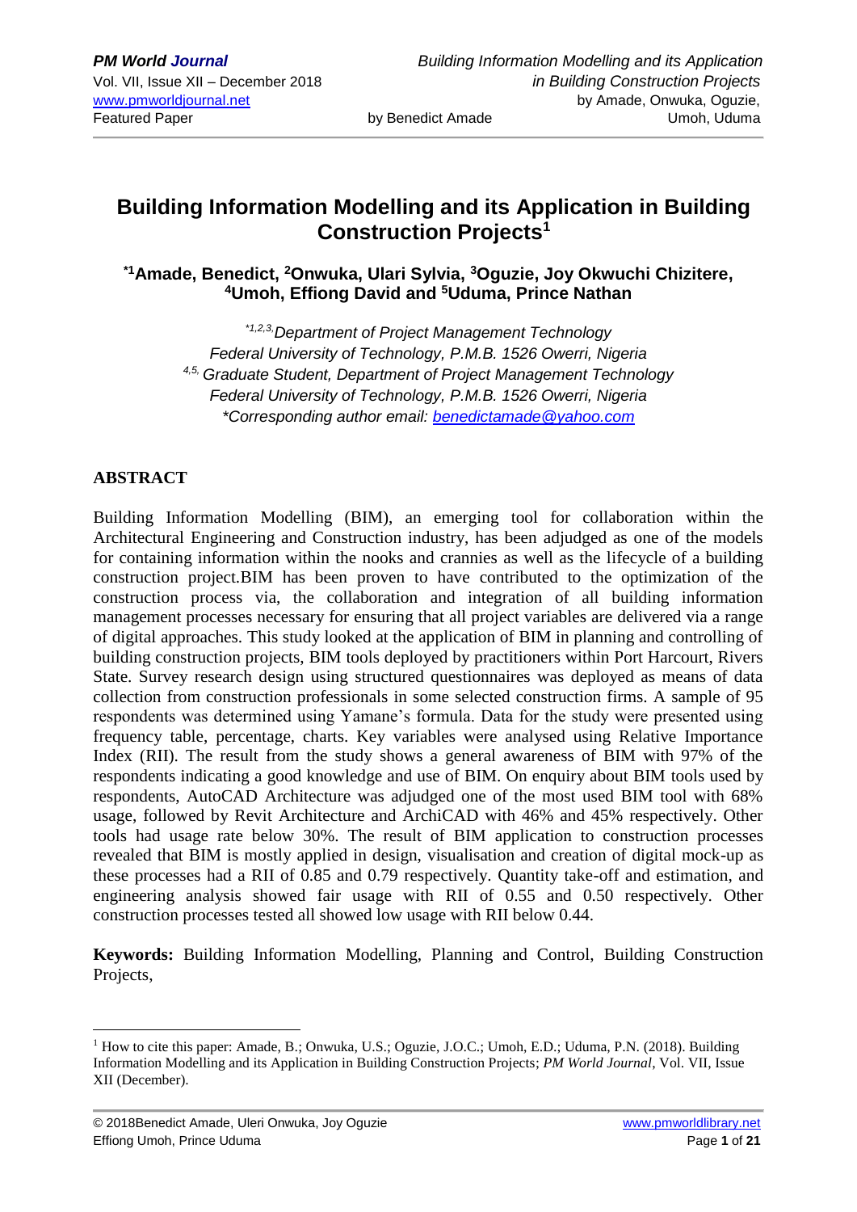# Building Information Modelling and its Application in Building Construction Projects[1]

**[*1]Amade, Benedict, [2]Onwuka, Ulari Sylvia, [3]Oguzie, Joy Okwuchi Chizitere, [4]Umoh, Effiong David and [5]Uduma, Prince Nathan**

*[*1,2,3,]Department of Project Management Technology*
*Federal University of Technology, P.M.B. 1526 Owerri, Nigeria*
*[4,5,] Graduate Student, Department of Project Management Technology*
*Federal University of Technology, P.M.B. 1526 Owerri, Nigeria*
*\*Corresponding author email: benedictamade@yahoo.com*

## ABSTRACT

Building Information Modelling (BIM), an emerging tool for collaboration within the Architectural Engineering and Construction industry, has been adjudged as one of the models for containing information within the nooks and crannies as well as the lifecycle of a building construction project.BIM has been proven to have contributed to the optimization of the construction process via, the collaboration and integration of all building information management processes necessary for ensuring that all project variables are delivered via a range of digital approaches. This study looked at the application of BIM in planning and controlling of building construction projects, BIM tools deployed by practitioners within Port Harcourt, Rivers State. Survey research design using structured questionnaires was deployed as means of data collection from construction professionals in some selected construction firms. A sample of 95 respondents was determined using Yamane's formula. Data for the study were presented using frequency table, percentage, charts. Key variables were analysed using Relative Importance Index (RII). The result from the study shows a general awareness of BIM with 97% of the respondents indicating a good knowledge and use of BIM. On enquiry about BIM tools used by respondents, AutoCAD Architecture was adjudged one of the most used BIM tool with 68% usage, followed by Revit Architecture and ArchiCAD with 46% and 45% respectively. Other tools had usage rate below 30%. The result of BIM application to construction processes revealed that BIM is mostly applied in design, visualisation and creation of digital mock-up as these processes had a RII of 0.85 and 0.79 respectively. Quantity take-off and estimation, and engineering analysis showed fair usage with RII of 0.55 and 0.50 respectively. Other construction processes tested all showed low usage with RII below 0.44.

**Keywords:** Building Information Modelling, Planning and Control, Building Construction Projects,

---

[1] How to cite this paper: Amade, B.; Onwuka, U.S.; Oguzie, J.O.C.; Umoh, E.D.; Uduma, P.N. (2018). Building Information Modelling and its Application in Building Construction Projects; *PM World Journal*, Vol. VII, Issue XII (December).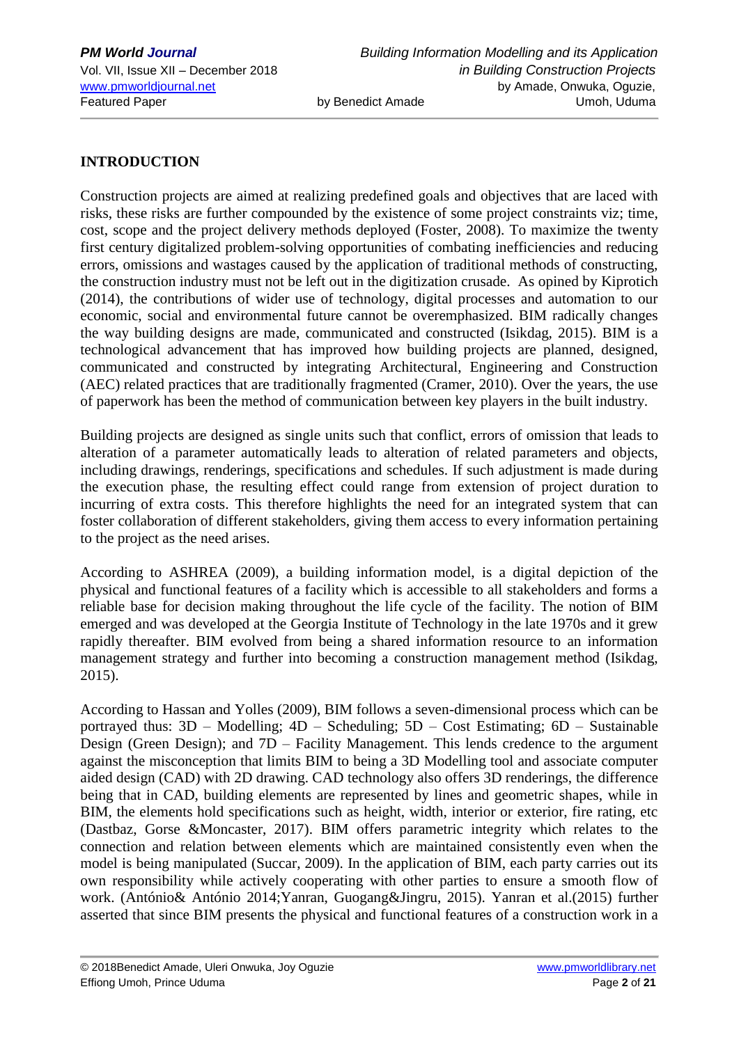## INTRODUCTION

Construction projects are aimed at realizing predefined goals and objectives that are laced with risks, these risks are further compounded by the existence of some project constraints viz; time, cost, scope and the project delivery methods deployed (Foster, 2008). To maximize the twenty first century digitalized problem-solving opportunities of combating inefficiencies and reducing errors, omissions and wastages caused by the application of traditional methods of constructing, the construction industry must not be left out in the digitization crusade. As opined by Kiprotich (2014), the contributions of wider use of technology, digital processes and automation to our economic, social and environmental future cannot be overemphasized. BIM radically changes the way building designs are made, communicated and constructed (Isikdag, 2015). BIM is a technological advancement that has improved how building projects are planned, designed, communicated and constructed by integrating Architectural, Engineering and Construction (AEC) related practices that are traditionally fragmented (Cramer, 2010). Over the years, the use of paperwork has been the method of communication between key players in the built industry.

Building projects are designed as single units such that conflict, errors of omission that leads to alteration of a parameter automatically leads to alteration of related parameters and objects, including drawings, renderings, specifications and schedules. If such adjustment is made during the execution phase, the resulting effect could range from extension of project duration to incurring of extra costs. This therefore highlights the need for an integrated system that can foster collaboration of different stakeholders, giving them access to every information pertaining to the project as the need arises.

According to ASHREA (2009), a building information model, is a digital depiction of the physical and functional features of a facility which is accessible to all stakeholders and forms a reliable base for decision making throughout the life cycle of the facility. The notion of BIM emerged and was developed at the Georgia Institute of Technology in the late 1970s and it grew rapidly thereafter. BIM evolved from being a shared information resource to an information management strategy and further into becoming a construction management method (Isikdag, 2015).

According to Hassan and Yolles (2009), BIM follows a seven-dimensional process which can be portrayed thus: 3D – Modelling; 4D – Scheduling; 5D – Cost Estimating; 6D – Sustainable Design (Green Design); and 7D – Facility Management. This lends credence to the argument against the misconception that limits BIM to being a 3D Modelling tool and associate computer aided design (CAD) with 2D drawing. CAD technology also offers 3D renderings, the difference being that in CAD, building elements are represented by lines and geometric shapes, while in BIM, the elements hold specifications such as height, width, interior or exterior, fire rating, etc (Dastbaz, Gorse &Moncaster, 2017). BIM offers parametric integrity which relates to the connection and relation between elements which are maintained consistently even when the model is being manipulated (Succar, 2009). In the application of BIM, each party carries out its own responsibility while actively cooperating with other parties to ensure a smooth flow of work. (António& António 2014;Yanran, Guogang&Jingru, 2015). Yanran et al.(2015) further asserted that since BIM presents the physical and functional features of a construction work in a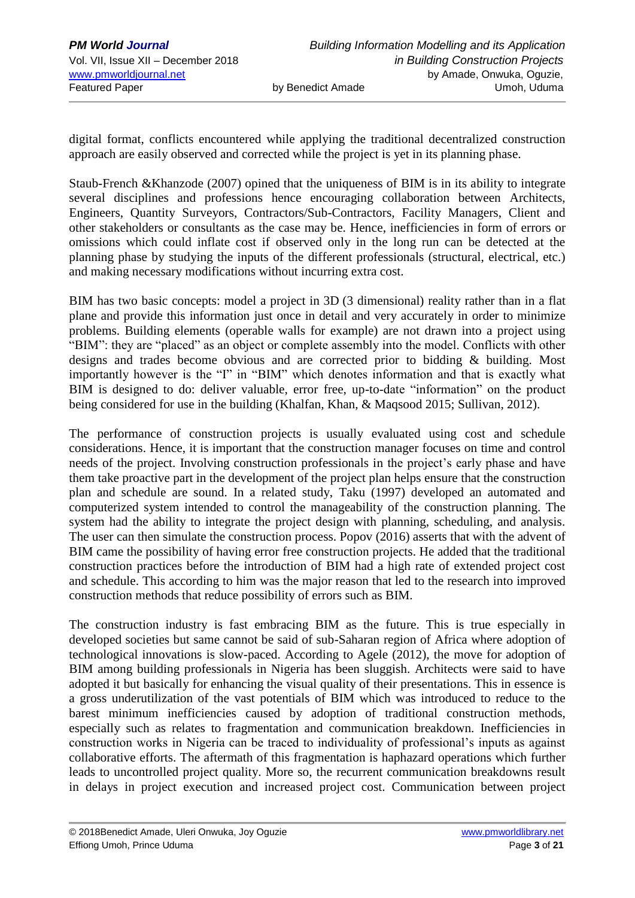digital format, conflicts encountered while applying the traditional decentralized construction approach are easily observed and corrected while the project is yet in its planning phase.

Staub-French &Khanzode (2007) opined that the uniqueness of BIM is in its ability to integrate several disciplines and professions hence encouraging collaboration between Architects, Engineers, Quantity Surveyors, Contractors/Sub-Contractors, Facility Managers, Client and other stakeholders or consultants as the case may be. Hence, inefficiencies in form of errors or omissions which could inflate cost if observed only in the long run can be detected at the planning phase by studying the inputs of the different professionals (structural, electrical, etc.) and making necessary modifications without incurring extra cost.

BIM has two basic concepts: model a project in 3D (3 dimensional) reality rather than in a flat plane and provide this information just once in detail and very accurately in order to minimize problems. Building elements (operable walls for example) are not drawn into a project using "BIM": they are "placed" as an object or complete assembly into the model. Conflicts with other designs and trades become obvious and are corrected prior to bidding & building. Most importantly however is the "I" in "BIM" which denotes information and that is exactly what BIM is designed to do: deliver valuable, error free, up-to-date "information" on the product being considered for use in the building (Khalfan, Khan, & Maqsood 2015; Sullivan, 2012).

The performance of construction projects is usually evaluated using cost and schedule considerations. Hence, it is important that the construction manager focuses on time and control needs of the project. Involving construction professionals in the project's early phase and have them take proactive part in the development of the project plan helps ensure that the construction plan and schedule are sound. In a related study, Taku (1997) developed an automated and computerized system intended to control the manageability of the construction planning. The system had the ability to integrate the project design with planning, scheduling, and analysis. The user can then simulate the construction process. Popov (2016) asserts that with the advent of BIM came the possibility of having error free construction projects. He added that the traditional construction practices before the introduction of BIM had a high rate of extended project cost and schedule. This according to him was the major reason that led to the research into improved construction methods that reduce possibility of errors such as BIM.

The construction industry is fast embracing BIM as the future. This is true especially in developed societies but same cannot be said of sub-Saharan region of Africa where adoption of technological innovations is slow-paced. According to Agele (2012), the move for adoption of BIM among building professionals in Nigeria has been sluggish. Architects were said to have adopted it but basically for enhancing the visual quality of their presentations. This in essence is a gross underutilization of the vast potentials of BIM which was introduced to reduce to the barest minimum inefficiencies caused by adoption of traditional construction methods, especially such as relates to fragmentation and communication breakdown. Inefficiencies in construction works in Nigeria can be traced to individuality of professional's inputs as against collaborative efforts. The aftermath of this fragmentation is haphazard operations which further leads to uncontrolled project quality. More so, the recurrent communication breakdowns result in delays in project execution and increased project cost. Communication between project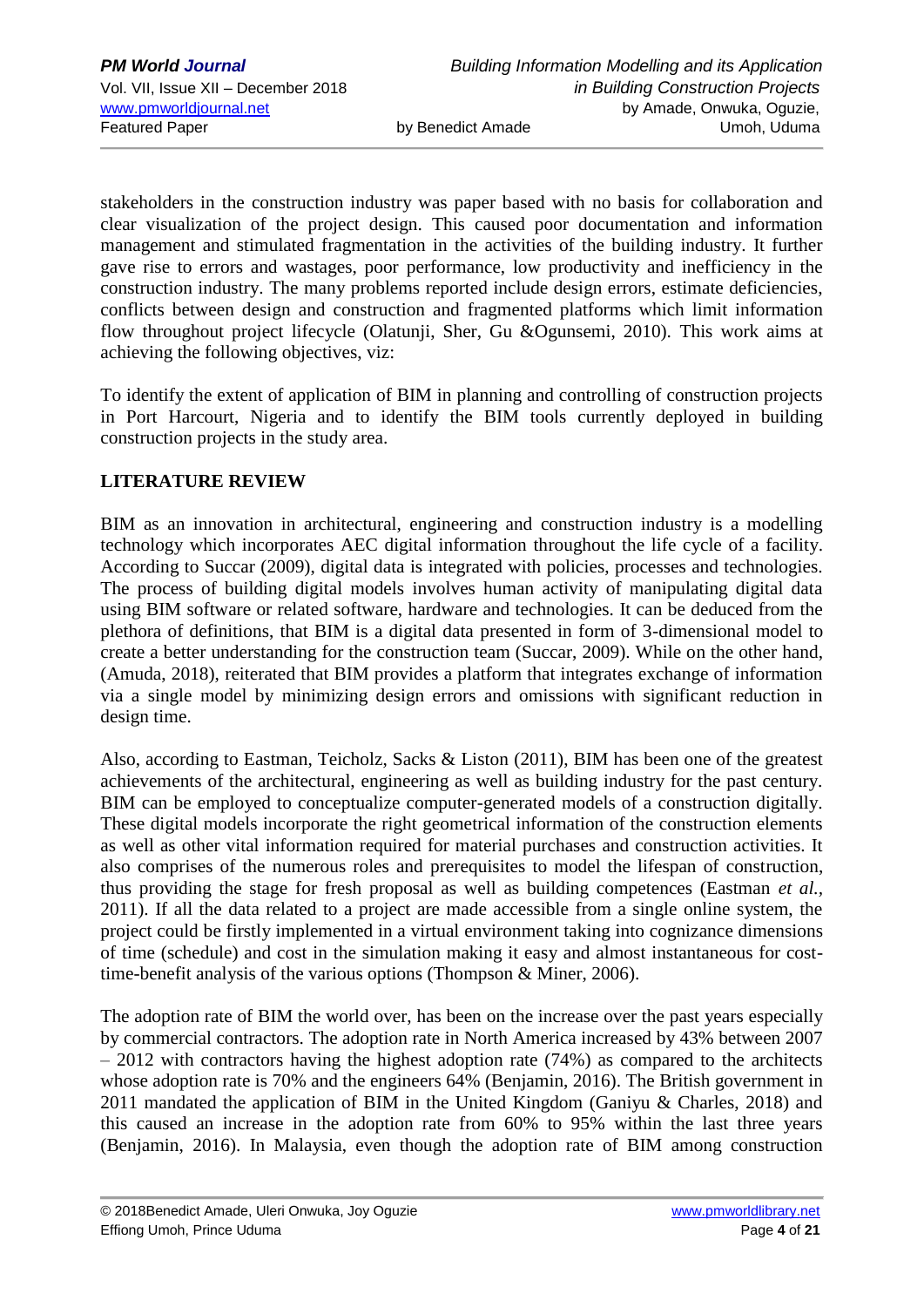stakeholders in the construction industry was paper based with no basis for collaboration and clear visualization of the project design. This caused poor documentation and information management and stimulated fragmentation in the activities of the building industry. It further gave rise to errors and wastages, poor performance, low productivity and inefficiency in the construction industry. The many problems reported include design errors, estimate deficiencies, conflicts between design and construction and fragmented platforms which limit information flow throughout project lifecycle (Olatunji, Sher, Gu &Ogunsemi, 2010). This work aims at achieving the following objectives, viz:

To identify the extent of application of BIM in planning and controlling of construction projects in Port Harcourt, Nigeria and to identify the BIM tools currently deployed in building construction projects in the study area.

## LITERATURE REVIEW

BIM as an innovation in architectural, engineering and construction industry is a modelling technology which incorporates AEC digital information throughout the life cycle of a facility. According to Succar (2009), digital data is integrated with policies, processes and technologies. The process of building digital models involves human activity of manipulating digital data using BIM software or related software, hardware and technologies. It can be deduced from the plethora of definitions, that BIM is a digital data presented in form of 3-dimensional model to create a better understanding for the construction team (Succar, 2009). While on the other hand, (Amuda, 2018), reiterated that BIM provides a platform that integrates exchange of information via a single model by minimizing design errors and omissions with significant reduction in design time.

Also, according to Eastman, Teicholz, Sacks & Liston (2011), BIM has been one of the greatest achievements of the architectural, engineering as well as building industry for the past century. BIM can be employed to conceptualize computer-generated models of a construction digitally. These digital models incorporate the right geometrical information of the construction elements as well as other vital information required for material purchases and construction activities. It also comprises of the numerous roles and prerequisites to model the lifespan of construction, thus providing the stage for fresh proposal as well as building competences (Eastman *et al.*, 2011). If all the data related to a project are made accessible from a single online system, the project could be firstly implemented in a virtual environment taking into cognizance dimensions of time (schedule) and cost in the simulation making it easy and almost instantaneous for cost-time-benefit analysis of the various options (Thompson & Miner, 2006).

The adoption rate of BIM the world over, has been on the increase over the past years especially by commercial contractors. The adoption rate in North America increased by 43% between 2007 – 2012 with contractors having the highest adoption rate (74%) as compared to the architects whose adoption rate is 70% and the engineers 64% (Benjamin, 2016). The British government in 2011 mandated the application of BIM in the United Kingdom (Ganiyu & Charles, 2018) and this caused an increase in the adoption rate from 60% to 95% within the last three years (Benjamin, 2016). In Malaysia, even though the adoption rate of BIM among construction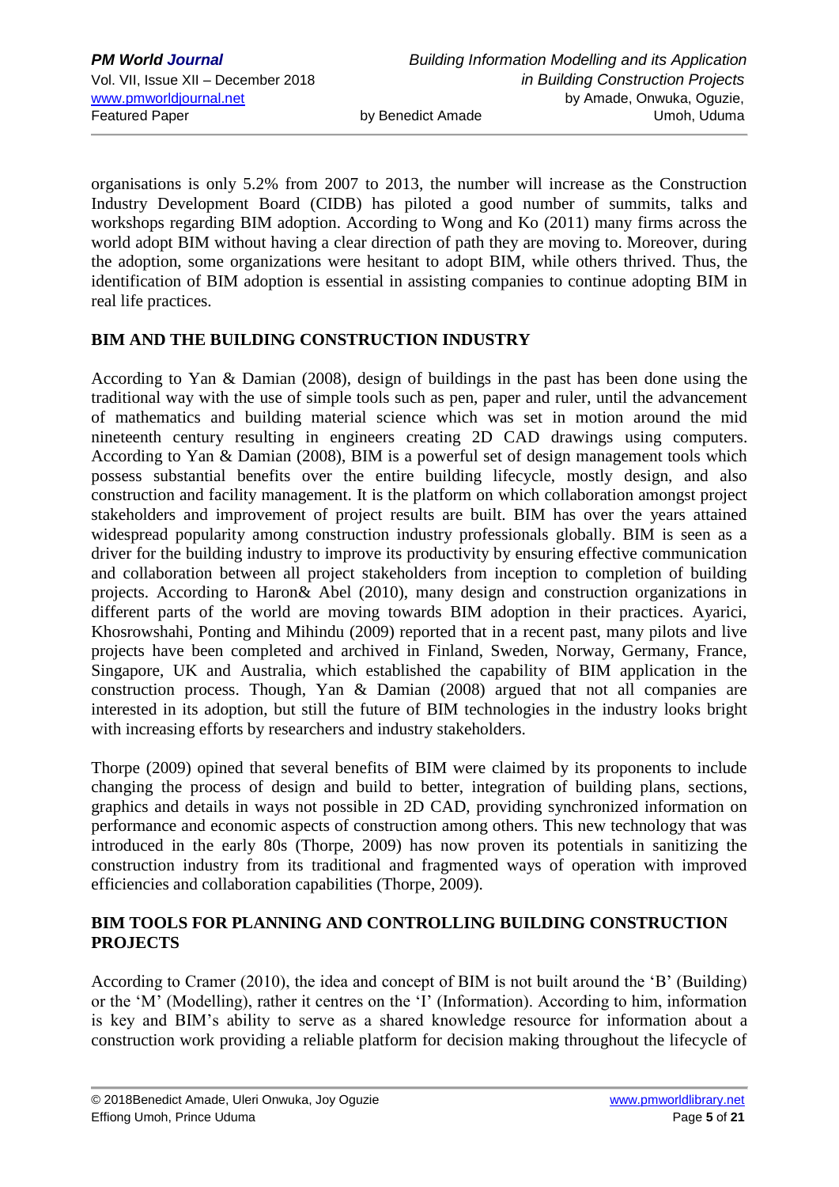organisations is only 5.2% from 2007 to 2013, the number will increase as the Construction Industry Development Board (CIDB) has piloted a good number of summits, talks and workshops regarding BIM adoption. According to Wong and Ko (2011) many firms across the world adopt BIM without having a clear direction of path they are moving to. Moreover, during the adoption, some organizations were hesitant to adopt BIM, while others thrived. Thus, the identification of BIM adoption is essential in assisting companies to continue adopting BIM in real life practices.

## BIM AND THE BUILDING CONSTRUCTION INDUSTRY

According to Yan & Damian (2008), design of buildings in the past has been done using the traditional way with the use of simple tools such as pen, paper and ruler, until the advancement of mathematics and building material science which was set in motion around the mid nineteenth century resulting in engineers creating 2D CAD drawings using computers. According to Yan & Damian (2008), BIM is a powerful set of design management tools which possess substantial benefits over the entire building lifecycle, mostly design, and also construction and facility management. It is the platform on which collaboration amongst project stakeholders and improvement of project results are built. BIM has over the years attained widespread popularity among construction industry professionals globally. BIM is seen as a driver for the building industry to improve its productivity by ensuring effective communication and collaboration between all project stakeholders from inception to completion of building projects. According to Haron& Abel (2010), many design and construction organizations in different parts of the world are moving towards BIM adoption in their practices. Ayarici, Khosrowshahi, Ponting and Mihindu (2009) reported that in a recent past, many pilots and live projects have been completed and archived in Finland, Sweden, Norway, Germany, France, Singapore, UK and Australia, which established the capability of BIM application in the construction process. Though, Yan & Damian (2008) argued that not all companies are interested in its adoption, but still the future of BIM technologies in the industry looks bright with increasing efforts by researchers and industry stakeholders.

Thorpe (2009) opined that several benefits of BIM were claimed by its proponents to include changing the process of design and build to better, integration of building plans, sections, graphics and details in ways not possible in 2D CAD, providing synchronized information on performance and economic aspects of construction among others. This new technology that was introduced in the early 80s (Thorpe, 2009) has now proven its potentials in sanitizing the construction industry from its traditional and fragmented ways of operation with improved efficiencies and collaboration capabilities (Thorpe, 2009).

## BIM TOOLS FOR PLANNING AND CONTROLLING BUILDING CONSTRUCTION PROJECTS

According to Cramer (2010), the idea and concept of BIM is not built around the 'B' (Building) or the 'M' (Modelling), rather it centres on the 'I' (Information). According to him, information is key and BIM's ability to serve as a shared knowledge resource for information about a construction work providing a reliable platform for decision making throughout the lifecycle of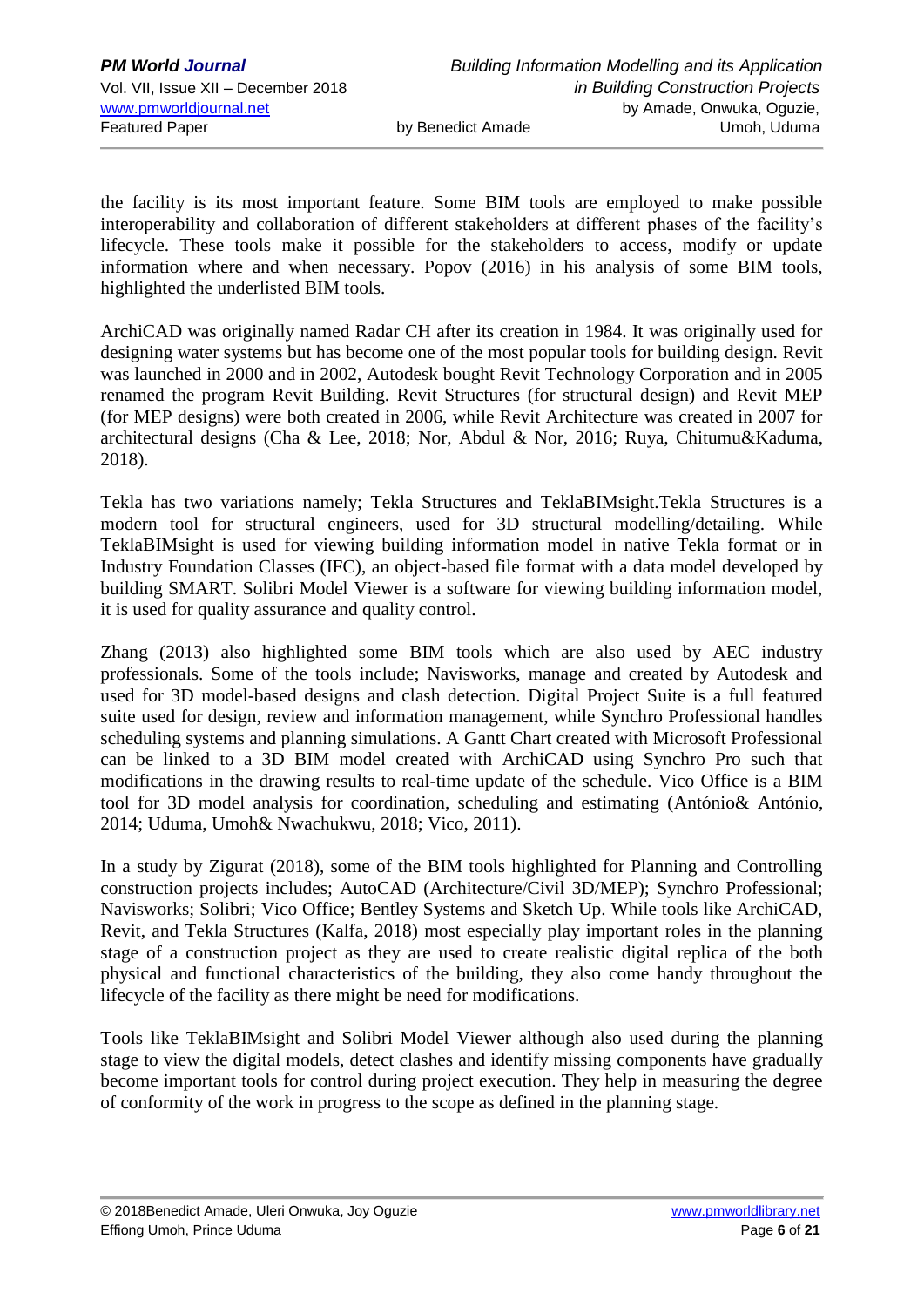the facility is its most important feature. Some BIM tools are employed to make possible interoperability and collaboration of different stakeholders at different phases of the facility's lifecycle. These tools make it possible for the stakeholders to access, modify or update information where and when necessary. Popov (2016) in his analysis of some BIM tools, highlighted the underlisted BIM tools.

ArchiCAD was originally named Radar CH after its creation in 1984. It was originally used for designing water systems but has become one of the most popular tools for building design. Revit was launched in 2000 and in 2002, Autodesk bought Revit Technology Corporation and in 2005 renamed the program Revit Building. Revit Structures (for structural design) and Revit MEP (for MEP designs) were both created in 2006, while Revit Architecture was created in 2007 for architectural designs (Cha & Lee, 2018; Nor, Abdul & Nor, 2016; Ruya, Chitumu&Kaduma, 2018).

Tekla has two variations namely; Tekla Structures and TeklaBIMsight.Tekla Structures is a modern tool for structural engineers, used for 3D structural modelling/detailing. While TeklaBIMsight is used for viewing building information model in native Tekla format or in Industry Foundation Classes (IFC), an object-based file format with a data model developed by building SMART. Solibri Model Viewer is a software for viewing building information model, it is used for quality assurance and quality control.

Zhang (2013) also highlighted some BIM tools which are also used by AEC industry professionals. Some of the tools include; Navisworks, manage and created by Autodesk and used for 3D model-based designs and clash detection. Digital Project Suite is a full featured suite used for design, review and information management, while Synchro Professional handles scheduling systems and planning simulations. A Gantt Chart created with Microsoft Professional can be linked to a 3D BIM model created with ArchiCAD using Synchro Pro such that modifications in the drawing results to real-time update of the schedule. Vico Office is a BIM tool for 3D model analysis for coordination, scheduling and estimating (António& António, 2014; Uduma, Umoh& Nwachukwu, 2018; Vico, 2011).

In a study by Zigurat (2018), some of the BIM tools highlighted for Planning and Controlling construction projects includes; AutoCAD (Architecture/Civil 3D/MEP); Synchro Professional; Navisworks; Solibri; Vico Office; Bentley Systems and Sketch Up. While tools like ArchiCAD, Revit, and Tekla Structures (Kalfa, 2018) most especially play important roles in the planning stage of a construction project as they are used to create realistic digital replica of the both physical and functional characteristics of the building, they also come handy throughout the lifecycle of the facility as there might be need for modifications.

Tools like TeklaBIMsight and Solibri Model Viewer although also used during the planning stage to view the digital models, detect clashes and identify missing components have gradually become important tools for control during project execution. They help in measuring the degree of conformity of the work in progress to the scope as defined in the planning stage.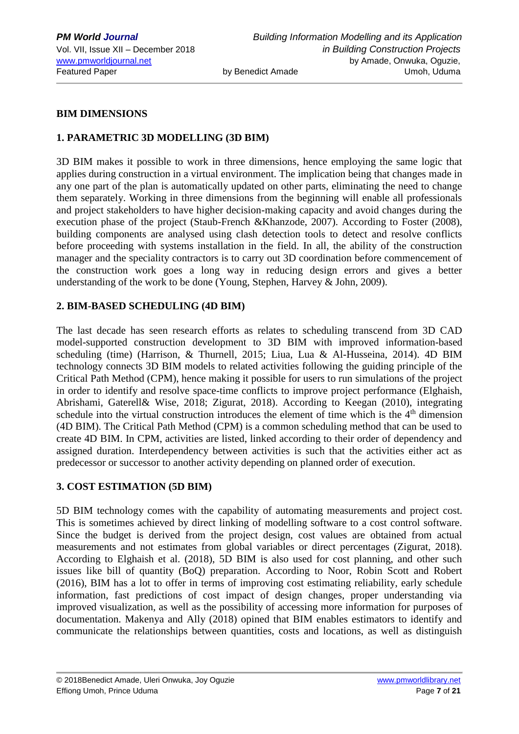**BIM DIMENSIONS**

**1. PARAMETRIC 3D MODELLING (3D BIM)**

3D BIM makes it possible to work in three dimensions, hence employing the same logic that applies during construction in a virtual environment. The implication being that changes made in any one part of the plan is automatically updated on other parts, eliminating the need to change them separately. Working in three dimensions from the beginning will enable all professionals and project stakeholders to have higher decision-making capacity and avoid changes during the execution phase of the project (Staub-French &Khanzode, 2007). According to Foster (2008), building components are analysed using clash detection tools to detect and resolve conflicts before proceeding with systems installation in the field. In all, the ability of the construction manager and the speciality contractors is to carry out 3D coordination before commencement of the construction work goes a long way in reducing design errors and gives a better understanding of the work to be done (Young, Stephen, Harvey & John, 2009).

**2. BIM-BASED SCHEDULING (4D BIM)**

The last decade has seen research efforts as relates to scheduling transcend from 3D CAD model-supported construction development to 3D BIM with improved information-based scheduling (time) (Harrison, & Thurnell, 2015; Liua, Lua & Al-Husseina, 2014). 4D BIM technology connects 3D BIM models to related activities following the guiding principle of the Critical Path Method (CPM), hence making it possible for users to run simulations of the project in order to identify and resolve space-time conflicts to improve project performance (Elghaish, Abrishami, Gaterell& Wise, 2018; Zigurat, 2018). According to Keegan (2010), integrating schedule into the virtual construction introduces the element of time which is the 4th dimension (4D BIM). The Critical Path Method (CPM) is a common scheduling method that can be used to create 4D BIM. In CPM, activities are listed, linked according to their order of dependency and assigned duration. Interdependency between activities is such that the activities either act as predecessor or successor to another activity depending on planned order of execution.

**3. COST ESTIMATION (5D BIM)**

5D BIM technology comes with the capability of automating measurements and project cost. This is sometimes achieved by direct linking of modelling software to a cost control software. Since the budget is derived from the project design, cost values are obtained from actual measurements and not estimates from global variables or direct percentages (Zigurat, 2018). According to Elghaish et al. (2018), 5D BIM is also used for cost planning, and other such issues like bill of quantity (BoQ) preparation. According to Noor, Robin Scott and Robert (2016), BIM has a lot to offer in terms of improving cost estimating reliability, early schedule information, fast predictions of cost impact of design changes, proper understanding via improved visualization, as well as the possibility of accessing more information for purposes of documentation. Makenya and Ally (2018) opined that BIM enables estimators to identify and communicate the relationships between quantities, costs and locations, as well as distinguish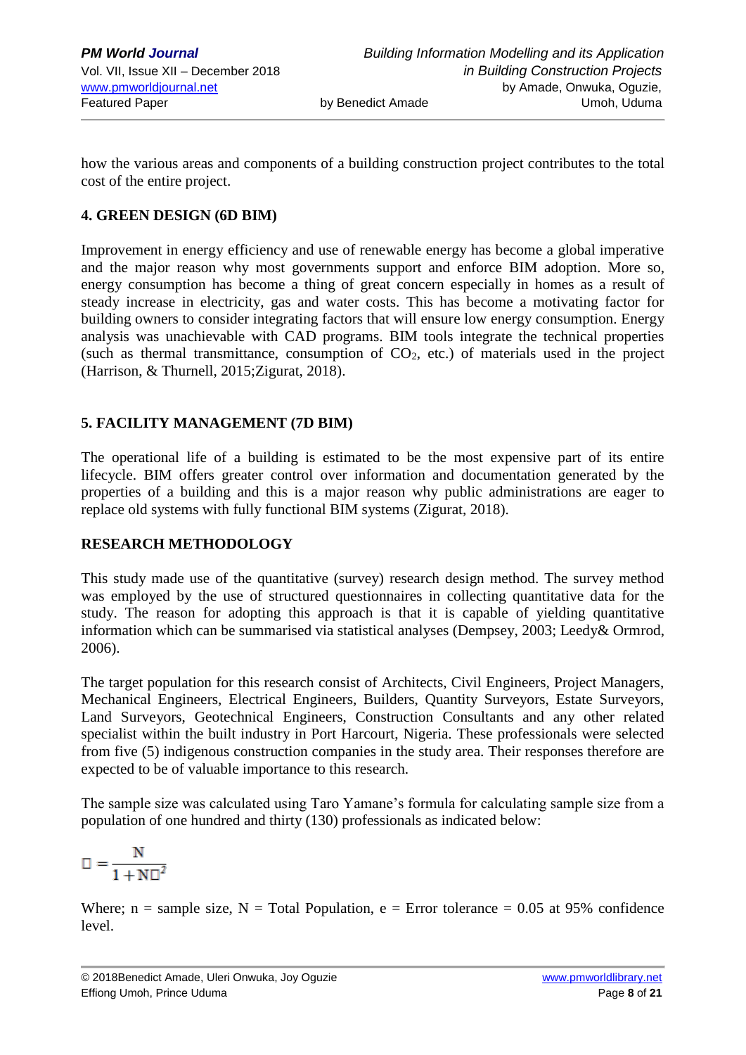how the various areas and components of a building construction project contributes to the total cost of the entire project.

### 4. GREEN DESIGN (6D BIM)

Improvement in energy efficiency and use of renewable energy has become a global imperative and the major reason why most governments support and enforce BIM adoption. More so, energy consumption has become a thing of great concern especially in homes as a result of steady increase in electricity, gas and water costs. This has become a motivating factor for building owners to consider integrating factors that will ensure low energy consumption. Energy analysis was unachievable with CAD programs. BIM tools integrate the technical properties (such as thermal transmittance, consumption of $CO_2$, etc.) of materials used in the project (Harrison, & Thurnell, 2015;Zigurat, 2018).

### 5. FACILITY MANAGEMENT (7D BIM)

The operational life of a building is estimated to be the most expensive part of its entire lifecycle. BIM offers greater control over information and documentation generated by the properties of a building and this is a major reason why public administrations are eager to replace old systems with fully functional BIM systems (Zigurat, 2018).

## RESEARCH METHODOLOGY

This study made use of the quantitative (survey) research design method. The survey method was employed by the use of structured questionnaires in collecting quantitative data for the study. The reason for adopting this approach is that it is capable of yielding quantitative information which can be summarised via statistical analyses (Dempsey, 2003; Leedy& Ormrod, 2006).

The target population for this research consist of Architects, Civil Engineers, Project Managers, Mechanical Engineers, Electrical Engineers, Builders, Quantity Surveyors, Estate Surveyors, Land Surveyors, Geotechnical Engineers, Construction Consultants and any other related specialist within the built industry in Port Harcourt, Nigeria. These professionals were selected from five (5) indigenous construction companies in the study area. Their responses therefore are expected to be of valuable importance to this research.

The sample size was calculated using Taro Yamane's formula for calculating sample size from a population of one hundred and thirty (130) professionals as indicated below:

$$n = \frac{N}{1 + Ne^2}$$

Where; n = sample size, N = Total Population, e = Error tolerance = 0.05 at 95% confidence level.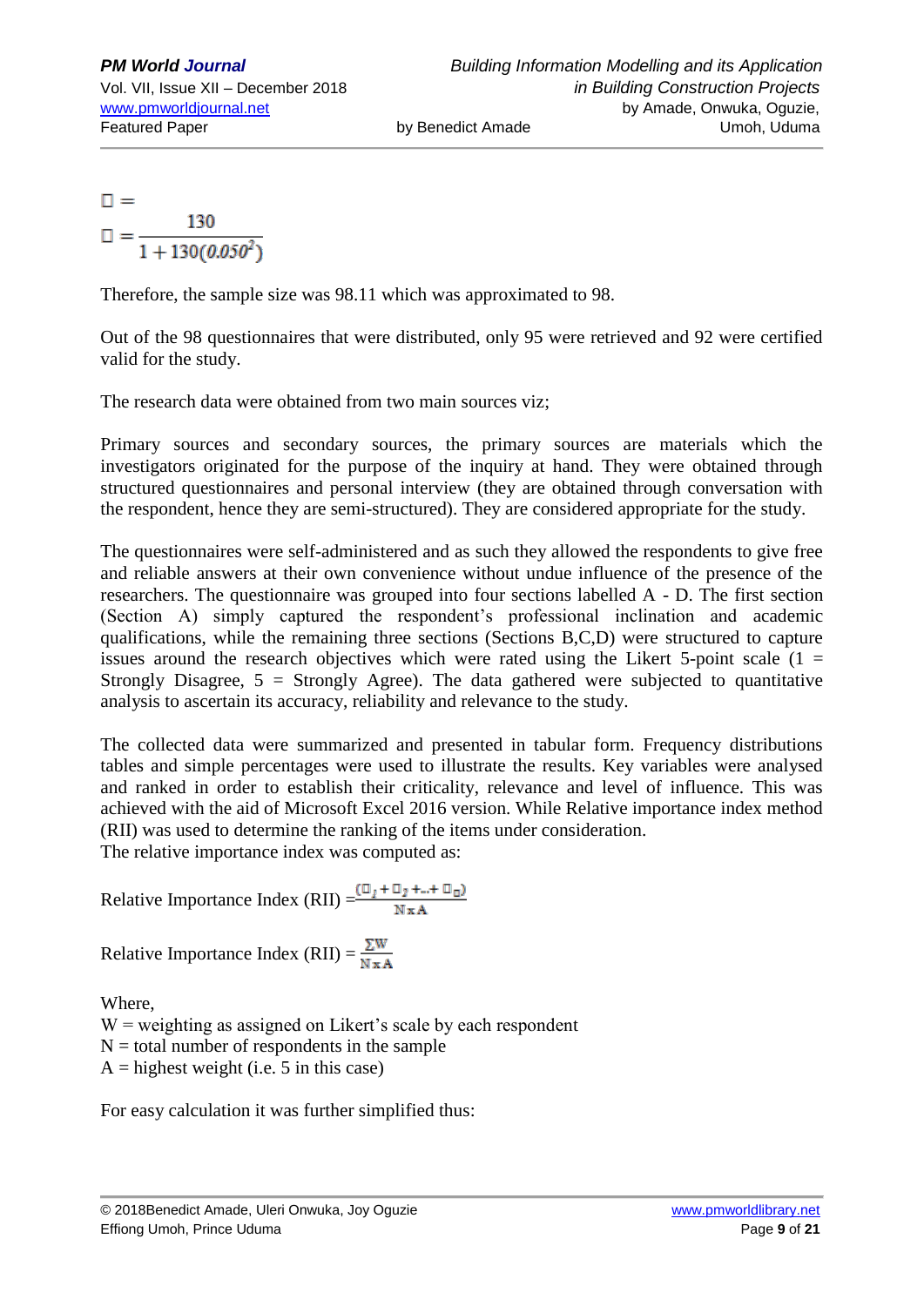$$\square =$$

$$\square = \frac{130}{1 + 130(0.050^2)}$$

Therefore, the sample size was 98.11 which was approximated to 98.

Out of the 98 questionnaires that were distributed, only 95 were retrieved and 92 were certified valid for the study.

The research data were obtained from two main sources viz;

Primary sources and secondary sources, the primary sources are materials which the investigators originated for the purpose of the inquiry at hand. They were obtained through structured questionnaires and personal interview (they are obtained through conversation with the respondent, hence they are semi-structured). They are considered appropriate for the study.

The questionnaires were self-administered and as such they allowed the respondents to give free and reliable answers at their own convenience without undue influence of the presence of the researchers. The questionnaire was grouped into four sections labelled A - D. The first section (Section A) simply captured the respondent's professional inclination and academic qualifications, while the remaining three sections (Sections B,C,D) were structured to capture issues around the research objectives which were rated using the Likert 5-point scale (1 = Strongly Disagree, 5 = Strongly Agree). The data gathered were subjected to quantitative analysis to ascertain its accuracy, reliability and relevance to the study.

The collected data were summarized and presented in tabular form. Frequency distributions tables and simple percentages were used to illustrate the results. Key variables were analysed and ranked in order to establish their criticality, relevance and level of influence. This was achieved with the aid of Microsoft Excel 2016 version. While Relative importance index method (RII) was used to determine the ranking of the items under consideration.
The relative importance index was computed as:

Relative Importance Index (RII) $= \frac{(\square_1 + \square_2 + \ldots + \square_{\square})}{N \times A}$

Relative Importance Index (RII) $= \frac{\Sigma W}{N \times A}$

Where,
W = weighting as assigned on Likert's scale by each respondent
N = total number of respondents in the sample
A = highest weight (i.e. 5 in this case)

For easy calculation it was further simplified thus: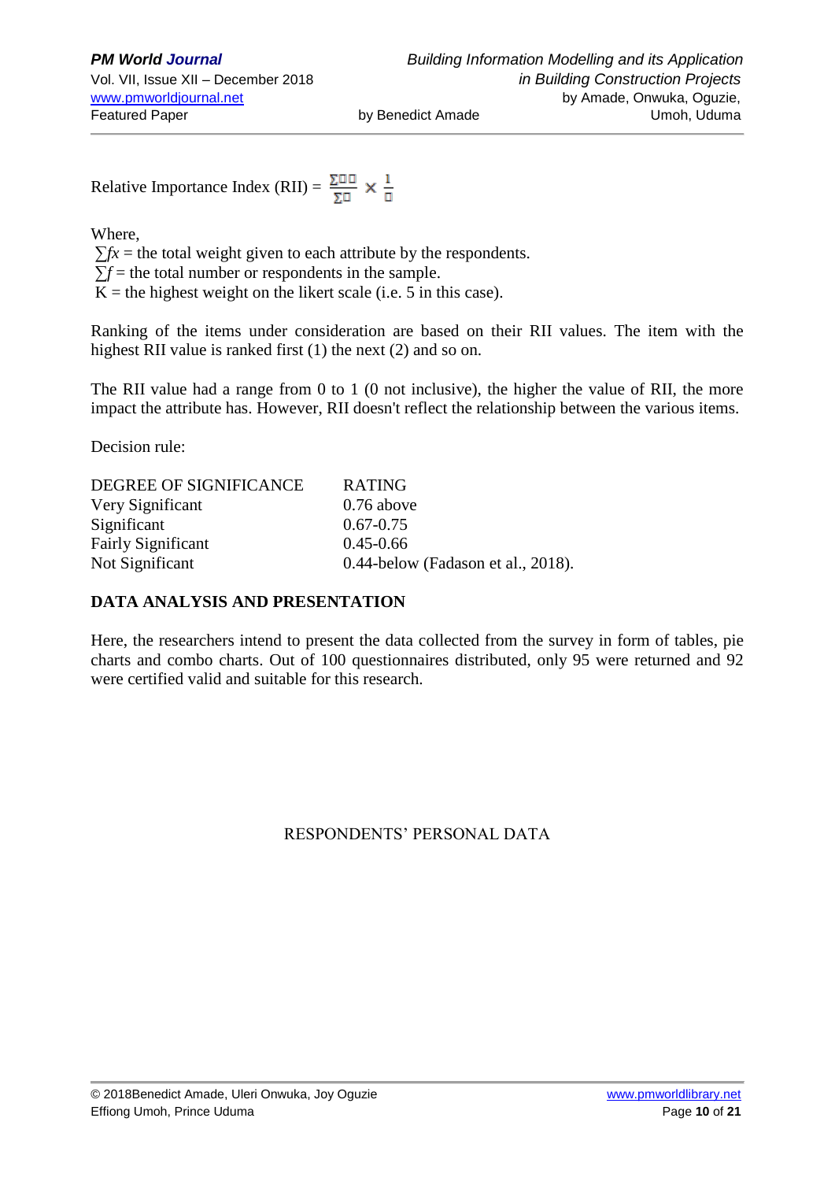Relative Importance Index (RII) = $\frac{\sum fx}{\sum f} \times \frac{1}{K}$

Where,

$\sum fx$ = the total weight given to each attribute by the respondents.

$\sum f$ = the total number or respondents in the sample.

K = the highest weight on the likert scale (i.e. 5 in this case).

Ranking of the items under consideration are based on their RII values. The item with the highest RII value is ranked first (1) the next (2) and so on.

The RII value had a range from 0 to 1 (0 not inclusive), the higher the value of RII, the more impact the attribute has. However, RII doesn't reflect the relationship between the various items.

Decision rule:

| DEGREE OF SIGNIFICANCE | RATING |
|---|---|
| Very Significant | 0.76 above |
| Significant | 0.67-0.75 |
| Fairly Significant | 0.45-0.66 |
| Not Significant | 0.44-below (Fadason et al., 2018). |

## DATA ANALYSIS AND PRESENTATION

Here, the researchers intend to present the data collected from the survey in form of tables, pie charts and combo charts. Out of 100 questionnaires distributed, only 95 were returned and 92 were certified valid and suitable for this research.

RESPONDENTS' PERSONAL DATA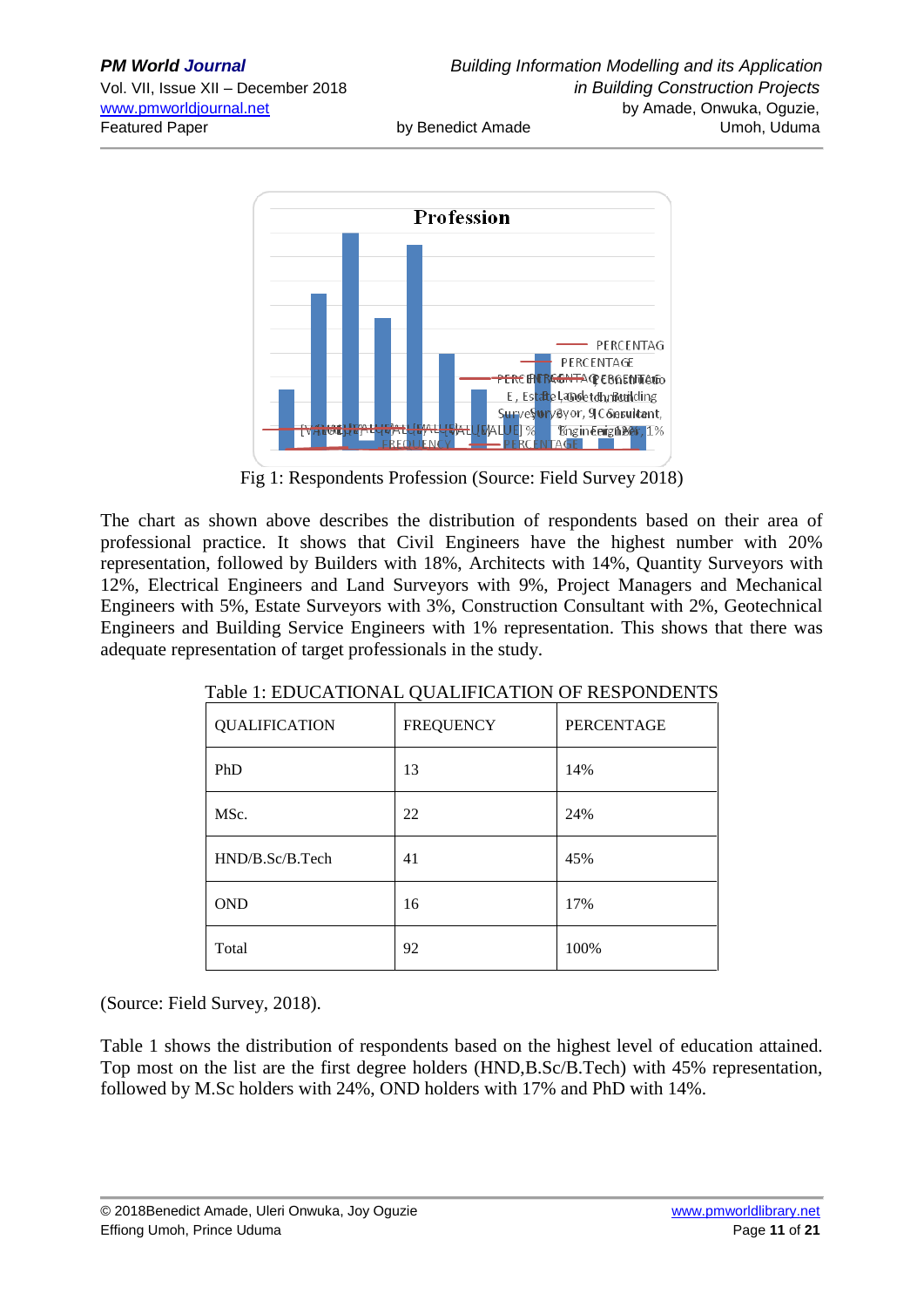Fig 1: Respondents Profession (Source: Field Survey 2018)

The chart as shown above describes the distribution of respondents based on their area of professional practice. It shows that Civil Engineers have the highest number with 20% representation, followed by Builders with 18%, Architects with 14%, Quantity Surveyors with 12%, Electrical Engineers and Land Surveyors with 9%, Project Managers and Mechanical Engineers with 5%, Estate Surveyors with 3%, Construction Consultant with 2%, Geotechnical Engineers and Building Service Engineers with 1% representation. This shows that there was adequate representation of target professionals in the study.

Table 1: EDUCATIONAL QUALIFICATION OF RESPONDENTS

| QUALIFICATION | FREQUENCY | PERCENTAGE |
|---|---|---|
| PhD | 13 | 14% |
| MSc. | 22 | 24% |
| HND/B.Sc/B.Tech | 41 | 45% |
| OND | 16 | 17% |
| Total | 92 | 100% |

(Source: Field Survey, 2018).

Table 1 shows the distribution of respondents based on the highest level of education attained. Top most on the list are the first degree holders (HND,B.Sc/B.Tech) with 45% representation, followed by M.Sc holders with 24%, OND holders with 17% and PhD with 14%.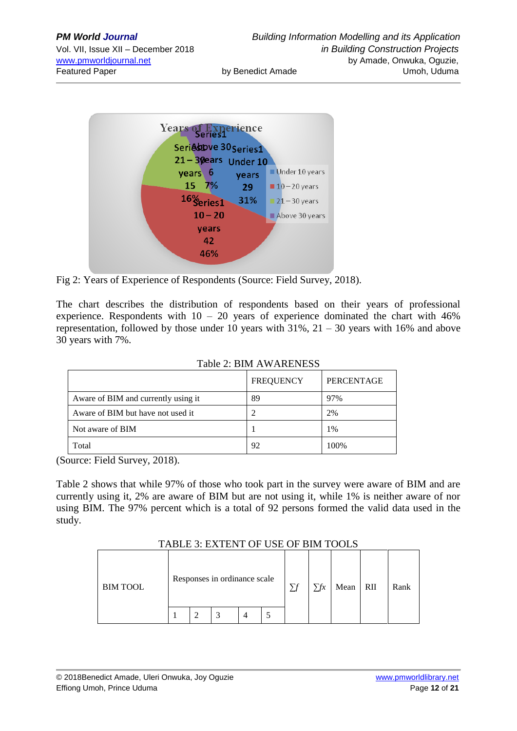Fig 2: Years of Experience of Respondents (Source: Field Survey, 2018).

The chart describes the distribution of respondents based on their years of professional experience. Respondents with 10 – 20 years of experience dominated the chart with 46% representation, followed by those under 10 years with 31%, 21 – 30 years with 16% and above 30 years with 7%.

Table 2: BIM AWARENESS

| | FREQUENCY | PERCENTAGE |
|---|---|---|
| Aware of BIM and currently using it | 89 | 97% |
| Aware of BIM but have not used it | 2 | 2% |
| Not aware of BIM | 1 | 1% |
| Total | 92 | 100% |

(Source: Field Survey, 2018).

Table 2 shows that while 97% of those who took part in the survey were aware of BIM and are currently using it, 2% are aware of BIM but are not using it, while 1% is neither aware of nor using BIM. The 97% percent which is a total of 92 persons formed the valid data used in the study.

TABLE 3: EXTENT OF USE OF BIM TOOLS

| BIM TOOL | Responses in ordinance scale | | | | | $\sum f$ | $\sum fx$ | Mean | RII | Rank |
|---|---|---|---|---|---|---|---|---|---|---|
| | 1 | 2 | 3 | 4 | 5 | | | | | |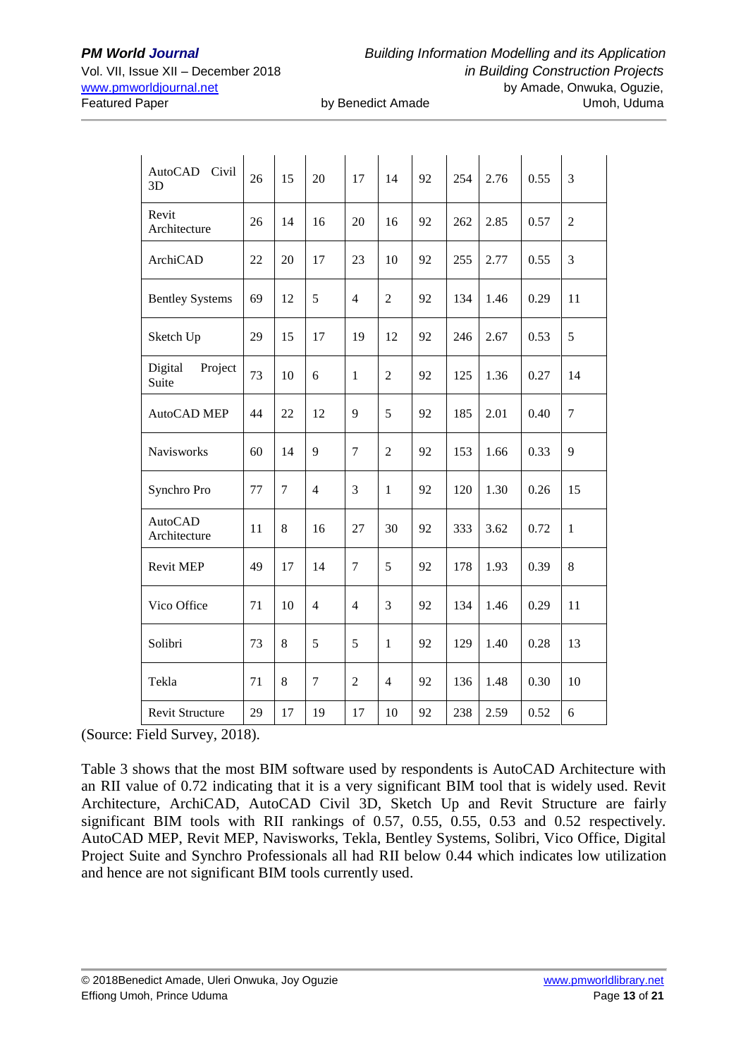| | | | | | | | | | | |
|---|---|---|---|---|---|---|---|---|---|---|
| AutoCAD Civil 3D | 26 | 15 | 20 | 17 | 14 | 92 | 254 | 2.76 | 0.55 | 3 |
| Revit Architecture | 26 | 14 | 16 | 20 | 16 | 92 | 262 | 2.85 | 0.57 | 2 |
| ArchiCAD | 22 | 20 | 17 | 23 | 10 | 92 | 255 | 2.77 | 0.55 | 3 |
| Bentley Systems | 69 | 12 | 5 | 4 | 2 | 92 | 134 | 1.46 | 0.29 | 11 |
| Sketch Up | 29 | 15 | 17 | 19 | 12 | 92 | 246 | 2.67 | 0.53 | 5 |
| Digital Project Suite | 73 | 10 | 6 | 1 | 2 | 92 | 125 | 1.36 | 0.27 | 14 |
| AutoCAD MEP | 44 | 22 | 12 | 9 | 5 | 92 | 185 | 2.01 | 0.40 | 7 |
| Navisworks | 60 | 14 | 9 | 7 | 2 | 92 | 153 | 1.66 | 0.33 | 9 |
| Synchro Pro | 77 | 7 | 4 | 3 | 1 | 92 | 120 | 1.30 | 0.26 | 15 |
| AutoCAD Architecture | 11 | 8 | 16 | 27 | 30 | 92 | 333 | 3.62 | 0.72 | 1 |
| Revit MEP | 49 | 17 | 14 | 7 | 5 | 92 | 178 | 1.93 | 0.39 | 8 |
| Vico Office | 71 | 10 | 4 | 4 | 3 | 92 | 134 | 1.46 | 0.29 | 11 |
| Solibri | 73 | 8 | 5 | 5 | 1 | 92 | 129 | 1.40 | 0.28 | 13 |
| Tekla | 71 | 8 | 7 | 2 | 4 | 92 | 136 | 1.48 | 0.30 | 10 |
| Revit Structure | 29 | 17 | 19 | 17 | 10 | 92 | 238 | 2.59 | 0.52 | 6 |

(Source: Field Survey, 2018).

Table 3 shows that the most BIM software used by respondents is AutoCAD Architecture with an RII value of 0.72 indicating that it is a very significant BIM tool that is widely used. Revit Architecture, ArchiCAD, AutoCAD Civil 3D, Sketch Up and Revit Structure are fairly significant BIM tools with RII rankings of 0.57, 0.55, 0.55, 0.53 and 0.52 respectively. AutoCAD MEP, Revit MEP, Navisworks, Tekla, Bentley Systems, Solibri, Vico Office, Digital Project Suite and Synchro Professionals all had RII below 0.44 which indicates low utilization and hence are not significant BIM tools currently used.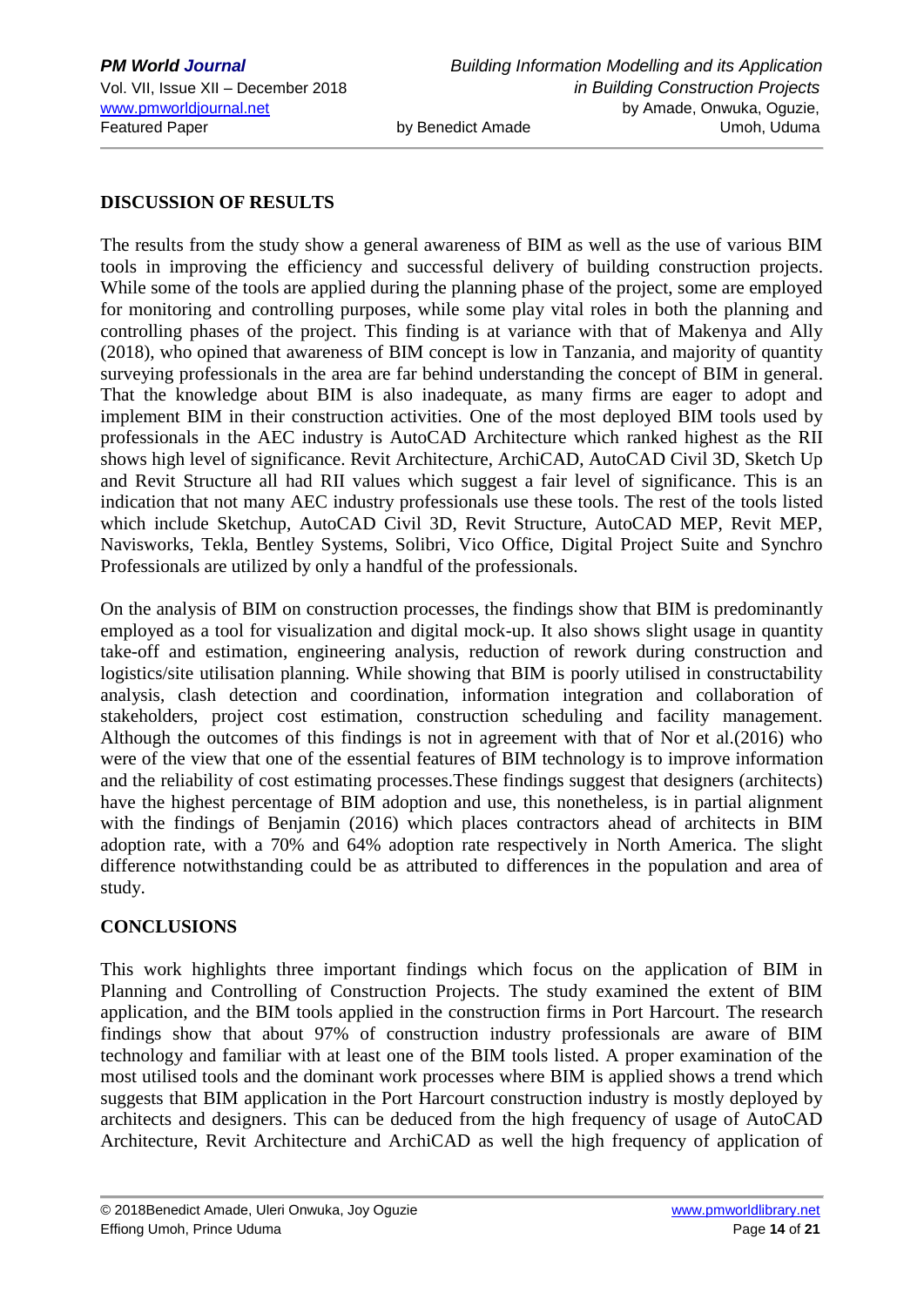## DISCUSSION OF RESULTS

The results from the study show a general awareness of BIM as well as the use of various BIM tools in improving the efficiency and successful delivery of building construction projects. While some of the tools are applied during the planning phase of the project, some are employed for monitoring and controlling purposes, while some play vital roles in both the planning and controlling phases of the project. This finding is at variance with that of Makenya and Ally (2018), who opined that awareness of BIM concept is low in Tanzania, and majority of quantity surveying professionals in the area are far behind understanding the concept of BIM in general. That the knowledge about BIM is also inadequate, as many firms are eager to adopt and implement BIM in their construction activities. One of the most deployed BIM tools used by professionals in the AEC industry is AutoCAD Architecture which ranked highest as the RII shows high level of significance. Revit Architecture, ArchiCAD, AutoCAD Civil 3D, Sketch Up and Revit Structure all had RII values which suggest a fair level of significance. This is an indication that not many AEC industry professionals use these tools. The rest of the tools listed which include Sketchup, AutoCAD Civil 3D, Revit Structure, AutoCAD MEP, Revit MEP, Navisworks, Tekla, Bentley Systems, Solibri, Vico Office, Digital Project Suite and Synchro Professionals are utilized by only a handful of the professionals.

On the analysis of BIM on construction processes, the findings show that BIM is predominantly employed as a tool for visualization and digital mock-up. It also shows slight usage in quantity take-off and estimation, engineering analysis, reduction of rework during construction and logistics/site utilisation planning. While showing that BIM is poorly utilised in constructability analysis, clash detection and coordination, information integration and collaboration of stakeholders, project cost estimation, construction scheduling and facility management. Although the outcomes of this findings is not in agreement with that of Nor et al.(2016) who were of the view that one of the essential features of BIM technology is to improve information and the reliability of cost estimating processes.These findings suggest that designers (architects) have the highest percentage of BIM adoption and use, this nonetheless, is in partial alignment with the findings of Benjamin (2016) which places contractors ahead of architects in BIM adoption rate, with a 70% and 64% adoption rate respectively in North America. The slight difference notwithstanding could be as attributed to differences in the population and area of study.

## CONCLUSIONS

This work highlights three important findings which focus on the application of BIM in Planning and Controlling of Construction Projects. The study examined the extent of BIM application, and the BIM tools applied in the construction firms in Port Harcourt. The research findings show that about 97% of construction industry professionals are aware of BIM technology and familiar with at least one of the BIM tools listed. A proper examination of the most utilised tools and the dominant work processes where BIM is applied shows a trend which suggests that BIM application in the Port Harcourt construction industry is mostly deployed by architects and designers. This can be deduced from the high frequency of usage of AutoCAD Architecture, Revit Architecture and ArchiCAD as well the high frequency of application of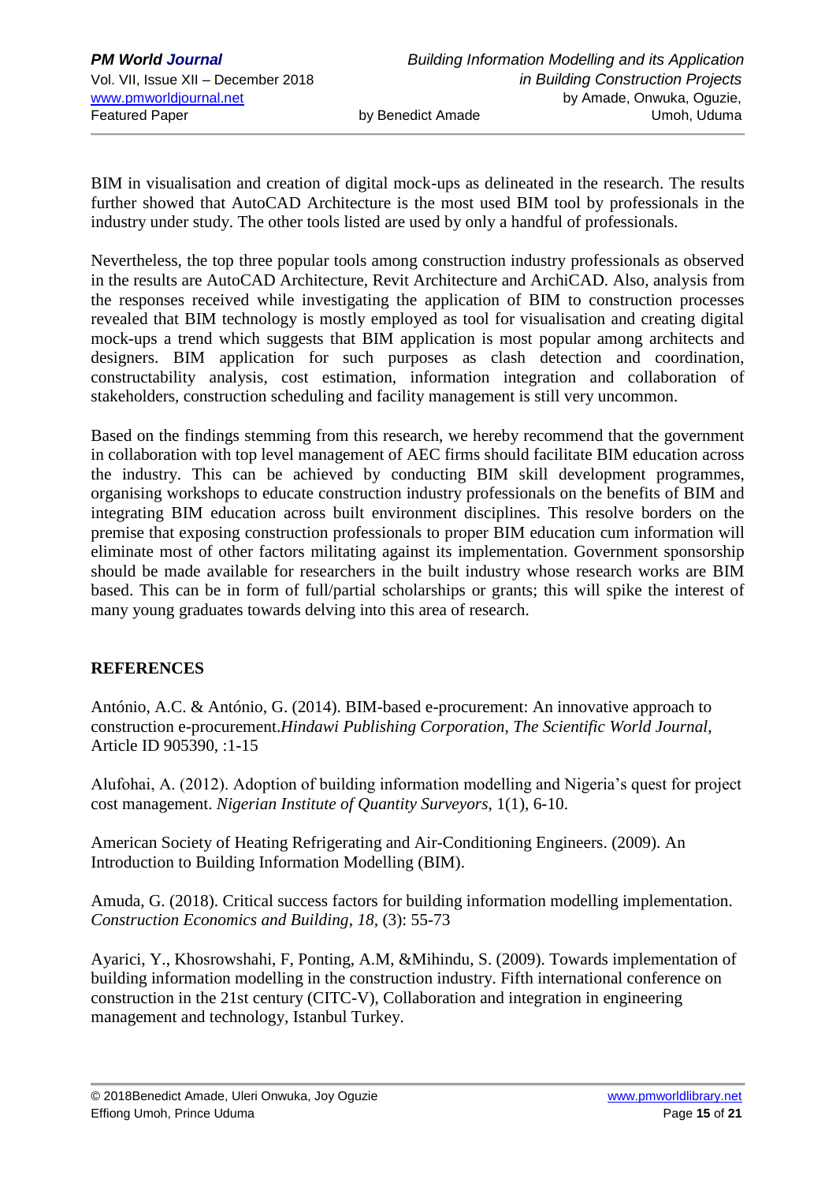BIM in visualisation and creation of digital mock-ups as delineated in the research. The results further showed that AutoCAD Architecture is the most used BIM tool by professionals in the industry under study. The other tools listed are used by only a handful of professionals.

Nevertheless, the top three popular tools among construction industry professionals as observed in the results are AutoCAD Architecture, Revit Architecture and ArchiCAD. Also, analysis from the responses received while investigating the application of BIM to construction processes revealed that BIM technology is mostly employed as tool for visualisation and creating digital mock-ups a trend which suggests that BIM application is most popular among architects and designers. BIM application for such purposes as clash detection and coordination, constructability analysis, cost estimation, information integration and collaboration of stakeholders, construction scheduling and facility management is still very uncommon.

Based on the findings stemming from this research, we hereby recommend that the government in collaboration with top level management of AEC firms should facilitate BIM education across the industry. This can be achieved by conducting BIM skill development programmes, organising workshops to educate construction industry professionals on the benefits of BIM and integrating BIM education across built environment disciplines. This resolve borders on the premise that exposing construction professionals to proper BIM education cum information will eliminate most of other factors militating against its implementation. Government sponsorship should be made available for researchers in the built industry whose research works are BIM based. This can be in form of full/partial scholarships or grants; this will spike the interest of many young graduates towards delving into this area of research.

## REFERENCES

António, A.C. & António, G. (2014). BIM-based e-procurement: An innovative approach to construction e-procurement.*Hindawi Publishing Corporation, The Scientific World Journal*, Article ID 905390, :1-15

Alufohai, A. (2012). Adoption of building information modelling and Nigeria's quest for project cost management. *Nigerian Institute of Quantity Surveyors*, 1(1), 6-10.

American Society of Heating Refrigerating and Air-Conditioning Engineers. (2009). An Introduction to Building Information Modelling (BIM).

Amuda, G. (2018). Critical success factors for building information modelling implementation. *Construction Economics and Building*, *18*, (3): 55-73

Ayarici, Y., Khosrowshahi, F, Ponting, A.M, &Mihindu, S. (2009). Towards implementation of building information modelling in the construction industry. Fifth international conference on construction in the 21st century (CITC-V), Collaboration and integration in engineering management and technology, Istanbul Turkey.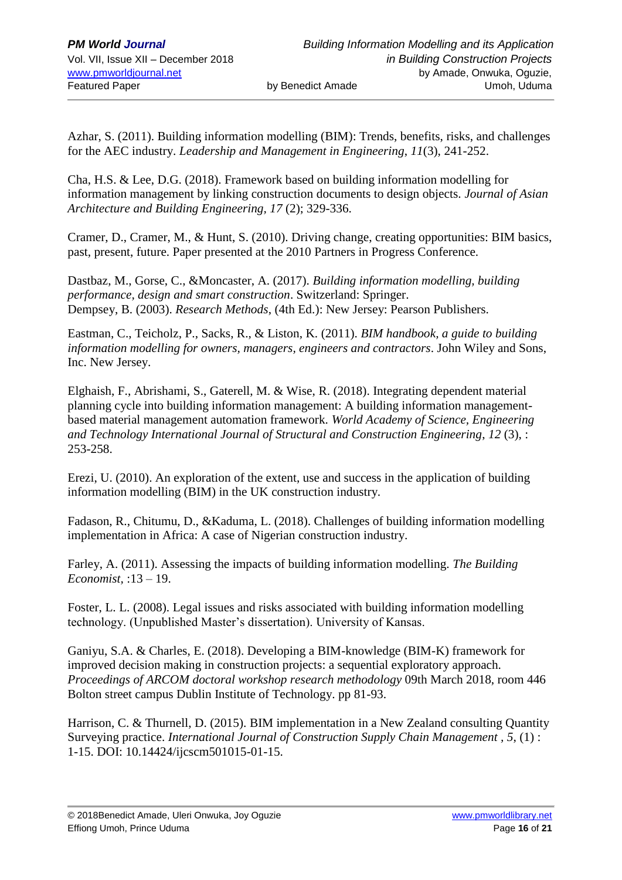Azhar, S. (2011). Building information modelling (BIM): Trends, benefits, risks, and challenges for the AEC industry. *Leadership and Management in Engineering*, *11*(3), 241-252.

Cha, H.S. & Lee, D.G. (2018). Framework based on building information modelling for information management by linking construction documents to design objects. *Journal of Asian Architecture and Building Engineering, 17* (2); 329-336.

Cramer, D., Cramer, M., & Hunt, S. (2010). Driving change, creating opportunities: BIM basics, past, present, future. Paper presented at the 2010 Partners in Progress Conference.

Dastbaz, M., Gorse, C., &Moncaster, A. (2017). *Building information modelling, building performance, design and smart construction*. Switzerland: Springer.
Dempsey, B. (2003). *Research Methods*, (4th Ed.): New Jersey: Pearson Publishers.

Eastman, C., Teicholz, P., Sacks, R., & Liston, K. (2011). *BIM handbook, a guide to building information modelling for owners, managers, engineers and contractors*. John Wiley and Sons, Inc. New Jersey.

Elghaish, F., Abrishami, S., Gaterell, M. & Wise, R. (2018). Integrating dependent material planning cycle into building information management: A building information management-based material management automation framework. *World Academy of Science, Engineering and Technology International Journal of Structural and Construction Engineering*, *12* (3), : 253-258.

Erezi, U. (2010). An exploration of the extent, use and success in the application of building information modelling (BIM) in the UK construction industry.

Fadason, R., Chitumu, D., &Kaduma, L. (2018). Challenges of building information modelling implementation in Africa: A case of Nigerian construction industry.

Farley, A. (2011). Assessing the impacts of building information modelling. *The Building Economist*, :13 – 19.

Foster, L. L. (2008). Legal issues and risks associated with building information modelling technology. (Unpublished Master's dissertation). University of Kansas.

Ganiyu, S.A. & Charles, E. (2018). Developing a BIM-knowledge (BIM-K) framework for improved decision making in construction projects: a sequential exploratory approach. *Proceedings of ARCOM doctoral workshop research methodology* 09th March 2018, room 446 Bolton street campus Dublin Institute of Technology. pp 81-93.

Harrison, C. & Thurnell, D. (2015). BIM implementation in a New Zealand consulting Quantity Surveying practice. *International Journal of Construction Supply Chain Management , 5*, (1) : 1-15. DOI: 10.14424/ijcscm501015-01-15.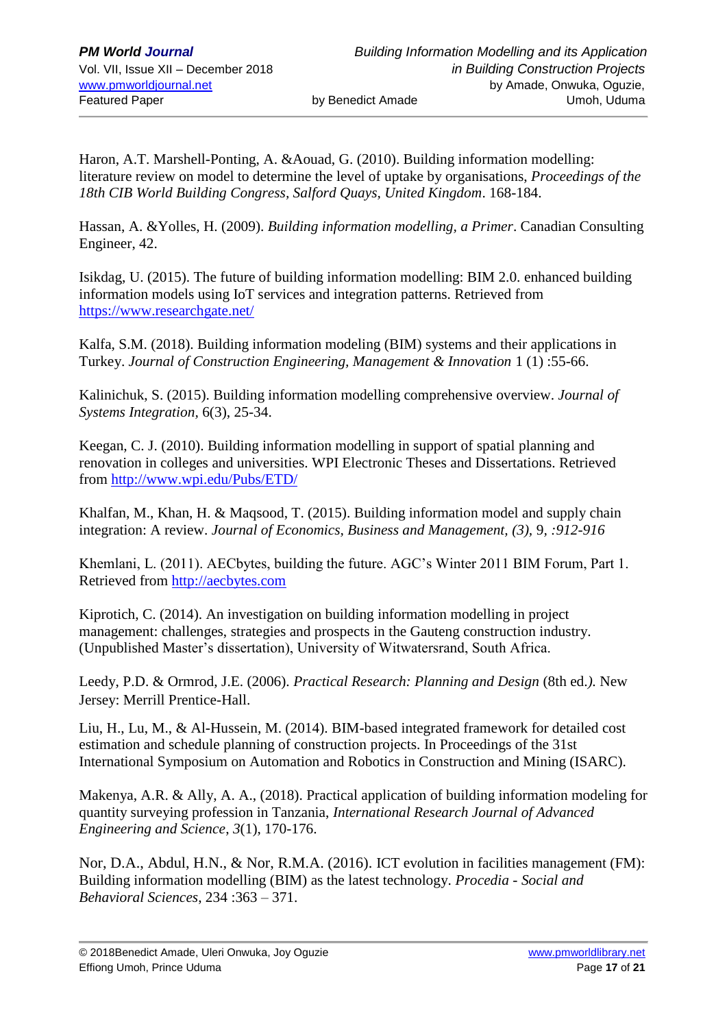Haron, A.T. Marshell-Ponting, A. &Aouad, G. (2010). Building information modelling: literature review on model to determine the level of uptake by organisations, *Proceedings of the 18th CIB World Building Congress, Salford Quays, United Kingdom*. 168-184.

Hassan, A. &Yolles, H. (2009). *Building information modelling, a Primer*. Canadian Consulting Engineer, 42.

Isikdag, U. (2015). The future of building information modelling: BIM 2.0. enhanced building information models using IoT services and integration patterns. Retrieved from https://www.researchgate.net/

Kalfa, S.M. (2018). Building information modeling (BIM) systems and their applications in Turkey. *Journal of Construction Engineering, Management & Innovation* 1 (1) :55-66.

Kalinichuk, S. (2015). Building information modelling comprehensive overview. *Journal of Systems Integration,* 6(3), 25-34.

Keegan, C. J. (2010). Building information modelling in support of spatial planning and renovation in colleges and universities. WPI Electronic Theses and Dissertations. Retrieved from http://www.wpi.edu/Pubs/ETD/

Khalfan, M., Khan, H. & Maqsood, T. (2015). Building information model and supply chain integration: A review. *Journal of Economics, Business and Management, (3),* 9, *:912-916*

Khemlani, L. (2011). AECbytes, building the future. AGC's Winter 2011 BIM Forum, Part 1. Retrieved from http://aecbytes.com

Kiprotich, C. (2014). An investigation on building information modelling in project management: challenges, strategies and prospects in the Gauteng construction industry. (Unpublished Master's dissertation), University of Witwatersrand, South Africa.

Leedy, P.D. & Ormrod, J.E. (2006). *Practical Research: Planning and Design* (8th ed.*).* New Jersey: Merrill Prentice-Hall.

Liu, H., Lu, M., & Al-Hussein, M. (2014). BIM-based integrated framework for detailed cost estimation and schedule planning of construction projects. In Proceedings of the 31st International Symposium on Automation and Robotics in Construction and Mining (ISARC).

Makenya, A.R. & Ally, A. A., (2018). Practical application of building information modeling for quantity surveying profession in Tanzania, *International Research Journal of Advanced Engineering and Science*, *3*(1), 170-176.

Nor, D.A., Abdul, H.N., & Nor, R.M.A. (2016). ICT evolution in facilities management (FM): Building information modelling (BIM) as the latest technology. *Procedia - Social and Behavioral Sciences*, 234 :363 – 371.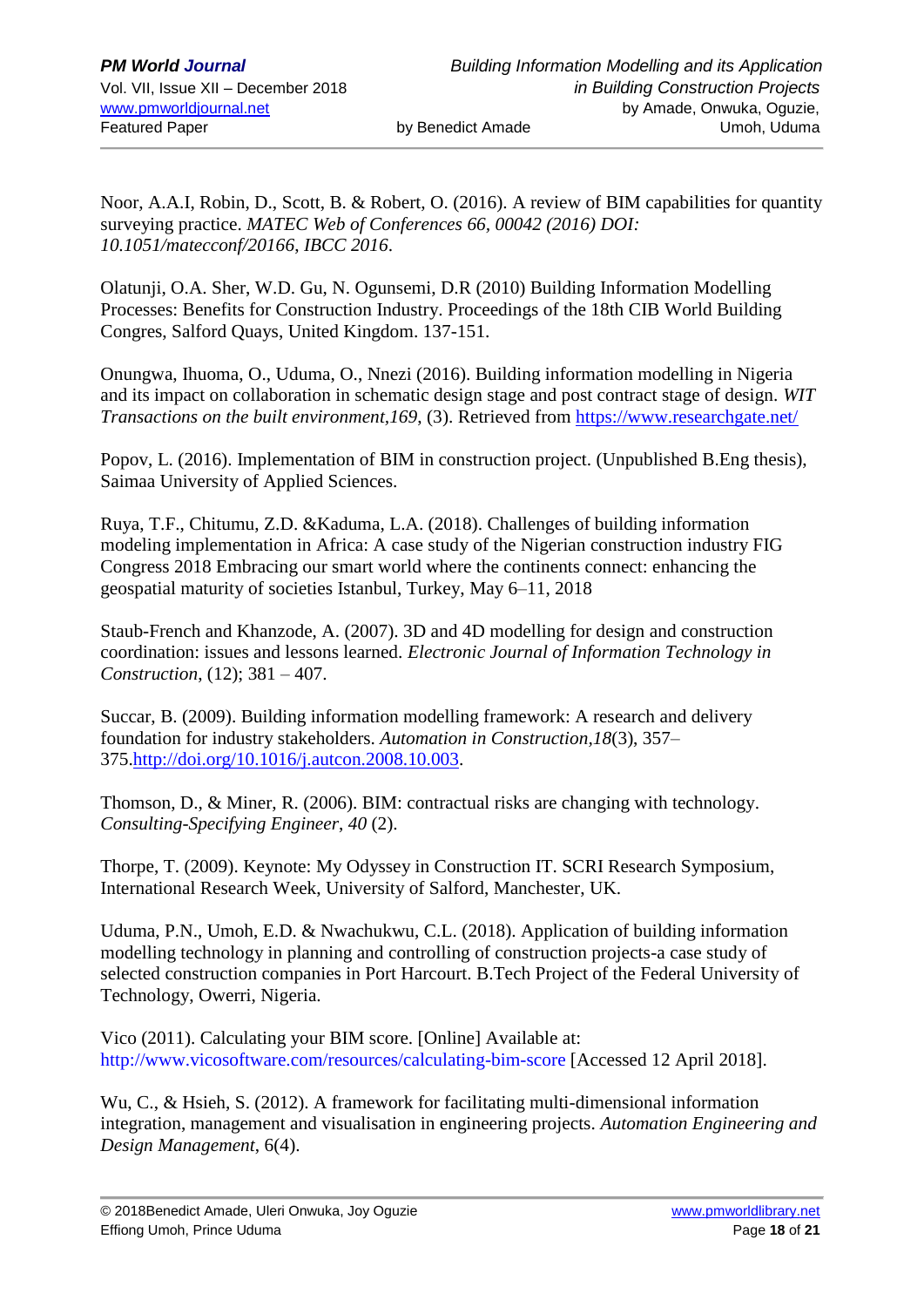Noor, A.A.I, Robin, D., Scott, B. & Robert, O. (2016). A review of BIM capabilities for quantity surveying practice. *MATEC Web of Conferences 66, 00042 (2016) DOI: 10.1051/matecconf/20166, IBCC 2016*.

Olatunji, O.A. Sher, W.D. Gu, N. Ogunsemi, D.R (2010) Building Information Modelling Processes: Benefits for Construction Industry. Proceedings of the 18th CIB World Building Congres, Salford Quays, United Kingdom. 137-151.

Onungwa, Ihuoma, O., Uduma, O., Nnezi (2016). Building information modelling in Nigeria and its impact on collaboration in schematic design stage and post contract stage of design. *WIT Transactions on the built environment,169*, (3). Retrieved from https://www.researchgate.net/

Popov, L. (2016). Implementation of BIM in construction project. (Unpublished B.Eng thesis), Saimaa University of Applied Sciences.

Ruya, T.F., Chitumu, Z.D. &Kaduma, L.A. (2018). Challenges of building information modeling implementation in Africa: A case study of the Nigerian construction industry FIG Congress 2018 Embracing our smart world where the continents connect: enhancing the geospatial maturity of societies Istanbul, Turkey, May 6–11, 2018

Staub-French and Khanzode, A. (2007). 3D and 4D modelling for design and construction coordination: issues and lessons learned. *Electronic Journal of Information Technology in Construction*, (12); 381 – 407.

Succar, B. (2009). Building information modelling framework: A research and delivery foundation for industry stakeholders. *Automation in Construction,18*(3), 357–375.http://doi.org/10.1016/j.autcon.2008.10.003.

Thomson, D., & Miner, R. (2006). BIM: contractual risks are changing with technology. *Consulting-Specifying Engineer*, *40* (2).

Thorpe, T. (2009). Keynote: My Odyssey in Construction IT. SCRI Research Symposium, International Research Week, University of Salford, Manchester, UK.

Uduma, P.N., Umoh, E.D. & Nwachukwu, C.L. (2018). Application of building information modelling technology in planning and controlling of construction projects-a case study of selected construction companies in Port Harcourt. B.Tech Project of the Federal University of Technology, Owerri, Nigeria.

Vico (2011). Calculating your BIM score. [Online] Available at: http://www.vicosoftware.com/resources/calculating-bim-score [Accessed 12 April 2018].

Wu, C., & Hsieh, S. (2012). A framework for facilitating multi-dimensional information integration, management and visualisation in engineering projects. *Automation Engineering and Design Management*, 6(4).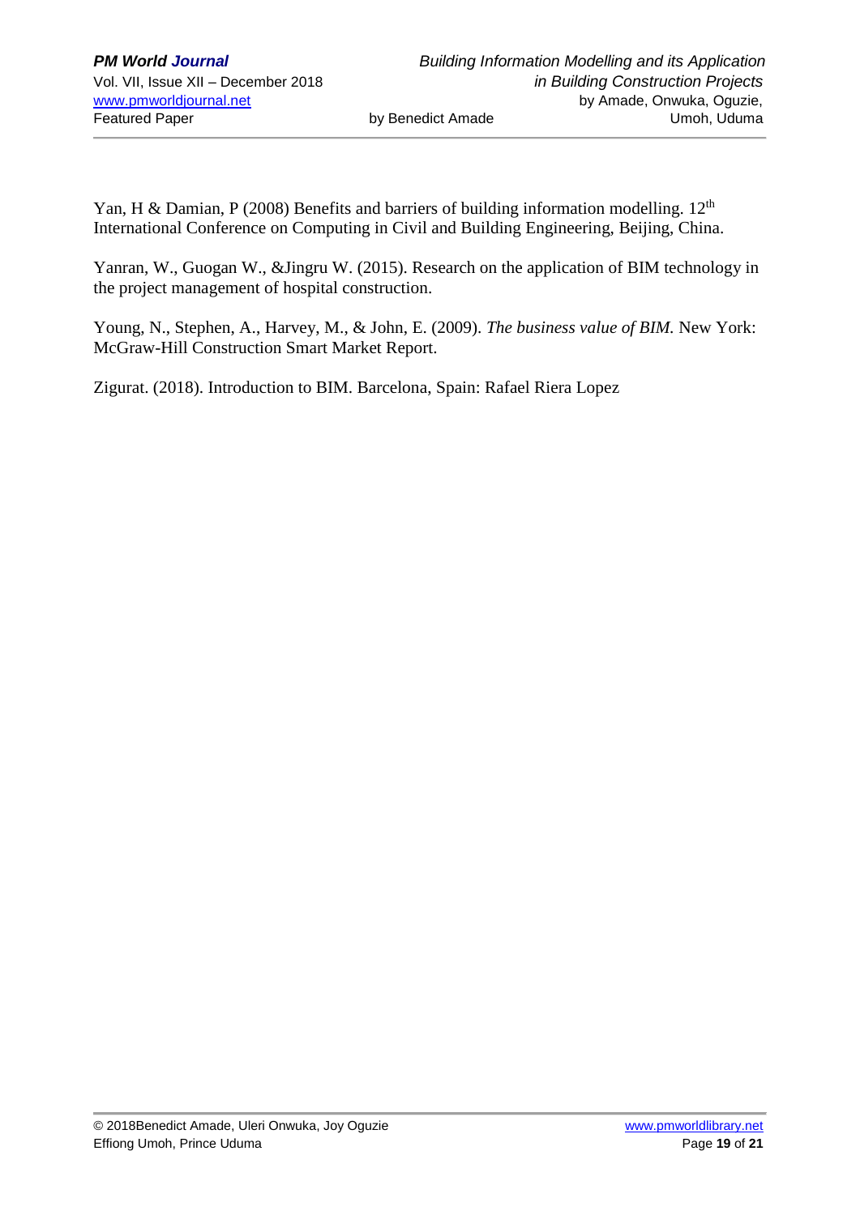Yan, H & Damian, P (2008) Benefits and barriers of building information modelling. 12th International Conference on Computing in Civil and Building Engineering, Beijing, China.

Yanran, W., Guogan W., &Jingru W. (2015). Research on the application of BIM technology in the project management of hospital construction.

Young, N., Stephen, A., Harvey, M., & John, E. (2009). *The business value of BIM.* New York: McGraw-Hill Construction Smart Market Report.

Zigurat. (2018). Introduction to BIM. Barcelona, Spain: Rafael Riera Lopez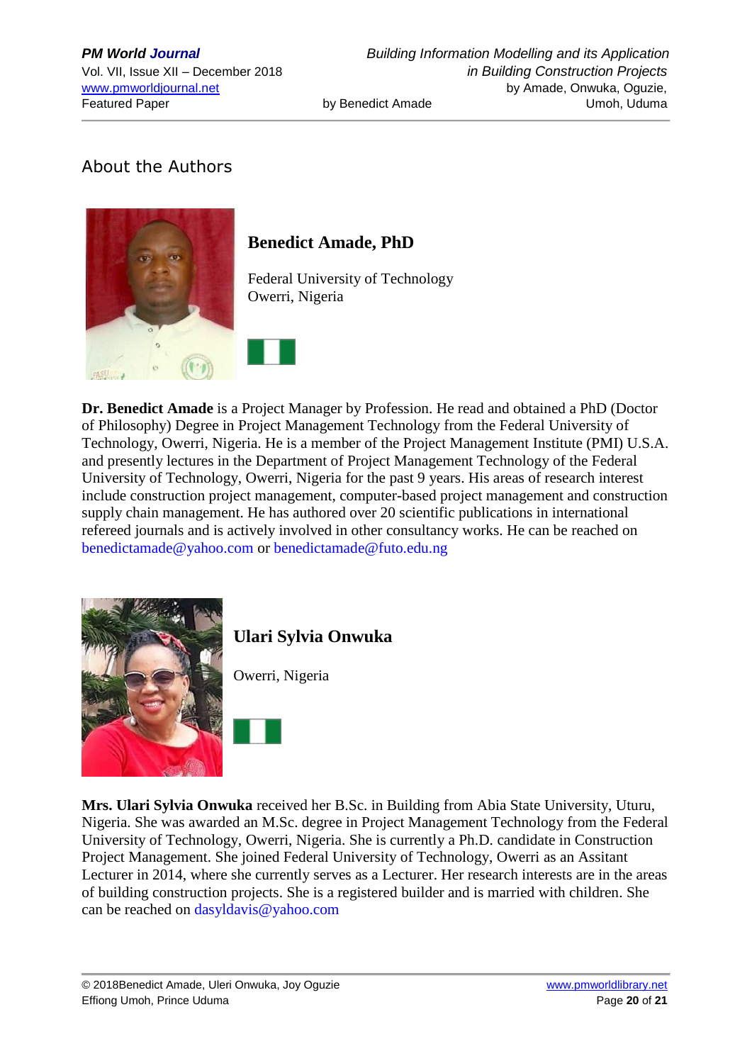## About the Authors

### Benedict Amade, PhD

Federal University of Technology
Owerri, Nigeria

**Dr. Benedict Amade** is a Project Manager by Profession. He read and obtained a PhD (Doctor of Philosophy) Degree in Project Management Technology from the Federal University of Technology, Owerri, Nigeria. He is a member of the Project Management Institute (PMI) U.S.A. and presently lectures in the Department of Project Management Technology of the Federal University of Technology, Owerri, Nigeria for the past 9 years. His areas of research interest include construction project management, computer-based project management and construction supply chain management. He has authored over 20 scientific publications in international refereed journals and is actively involved in other consultancy works. He can be reached on benedictamade@yahoo.com or benedictamade@futo.edu.ng

### Ulari Sylvia Onwuka

Owerri, Nigeria

**Mrs. Ulari Sylvia Onwuka** received her B.Sc. in Building from Abia State University, Uturu, Nigeria. She was awarded an M.Sc. degree in Project Management Technology from the Federal University of Technology, Owerri, Nigeria. She is currently a Ph.D. candidate in Construction Project Management. She joined Federal University of Technology, Owerri as an Assitant Lecturer in 2014, where she currently serves as a Lecturer. Her research interests are in the areas of building construction projects. She is a registered builder and is married with children. She can be reached on dasyldavis@yahoo.com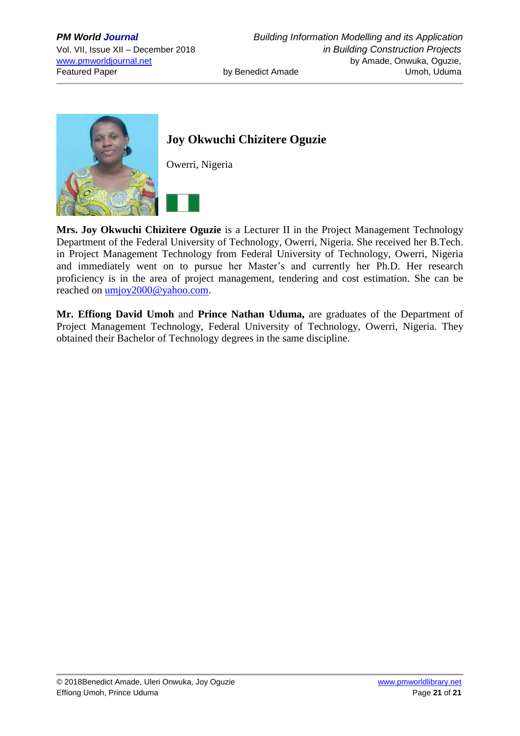## Joy Okwuchi Chizitere Oguzie

Owerri, Nigeria

**Mrs. Joy Okwuchi Chizitere Oguzie** is a Lecturer II in the Project Management Technology Department of the Federal University of Technology, Owerri, Nigeria. She received her B.Tech. in Project Management Technology from Federal University of Technology, Owerri, Nigeria and immediately went on to pursue her Master's and currently her Ph.D. Her research proficiency is in the area of project management, tendering and cost estimation. She can be reached on umjoy2000@yahoo.com.

**Mr. Effiong David Umoh** and **Prince Nathan Uduma,** are graduates of the Department of Project Management Technology, Federal University of Technology, Owerri, Nigeria. They obtained their Bachelor of Technology degrees in the same discipline.